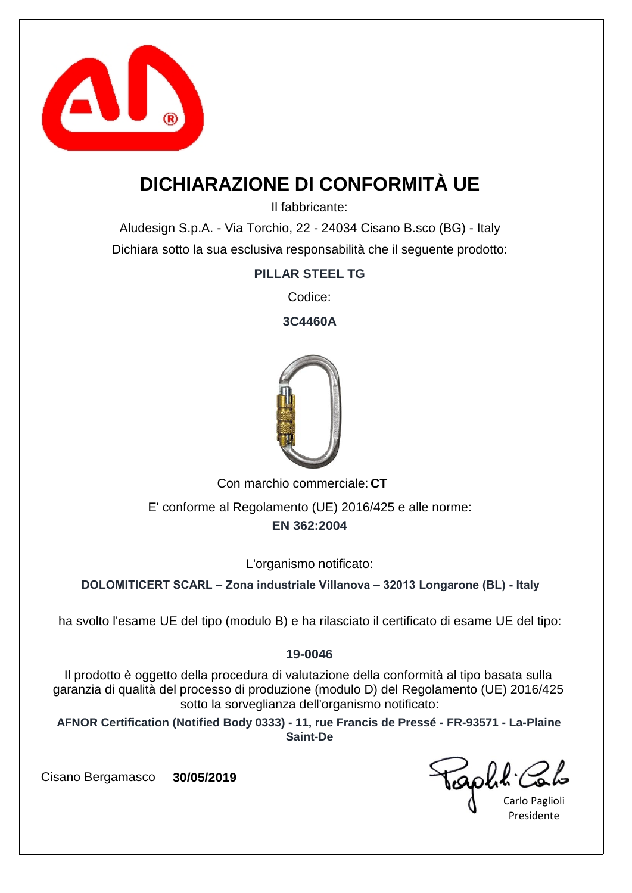# DICHIARAZIONE DI CONFORMITÀ UE

Il fabbricante:

Aludesign S.p.A. - Via Torchio, 22 - 24034 Cisano B.sco (BG) - Italy

Dichiara sotto la sua esclusiva responsabilità che il seguente prodotto:

**PILLAR STEEL TG**

Codice:

**3C4460A**

Con marchio commerciale: **CT**

E' conforme al Regolamento (UE) 2016/425 e alle norme:

**EN 362:2004**

L'organismo notificato:

**DOLOMITICERT SCARL – Zona industriale Villanova – 32013 Longarone (BL) - Italy**

ha svolto l'esame UE del tipo (modulo B) e ha rilasciato il certificato di esame UE del tipo:

**19-0046**

Il prodotto è oggetto della procedura di valutazione della conformità al tipo basata sulla garanzia di qualità del processo di produzione (modulo D) del Regolamento (UE) 2016/425 sotto la sorveglianza dell'organismo notificato:

**AFNOR Certification (Notified Body 0333) - 11, rue Francis de Pressé - FR-93571 - La-Plaine Saint-De**

Cisano Bergamasco **30/05/2019**

Carlo Paglioli
Presidente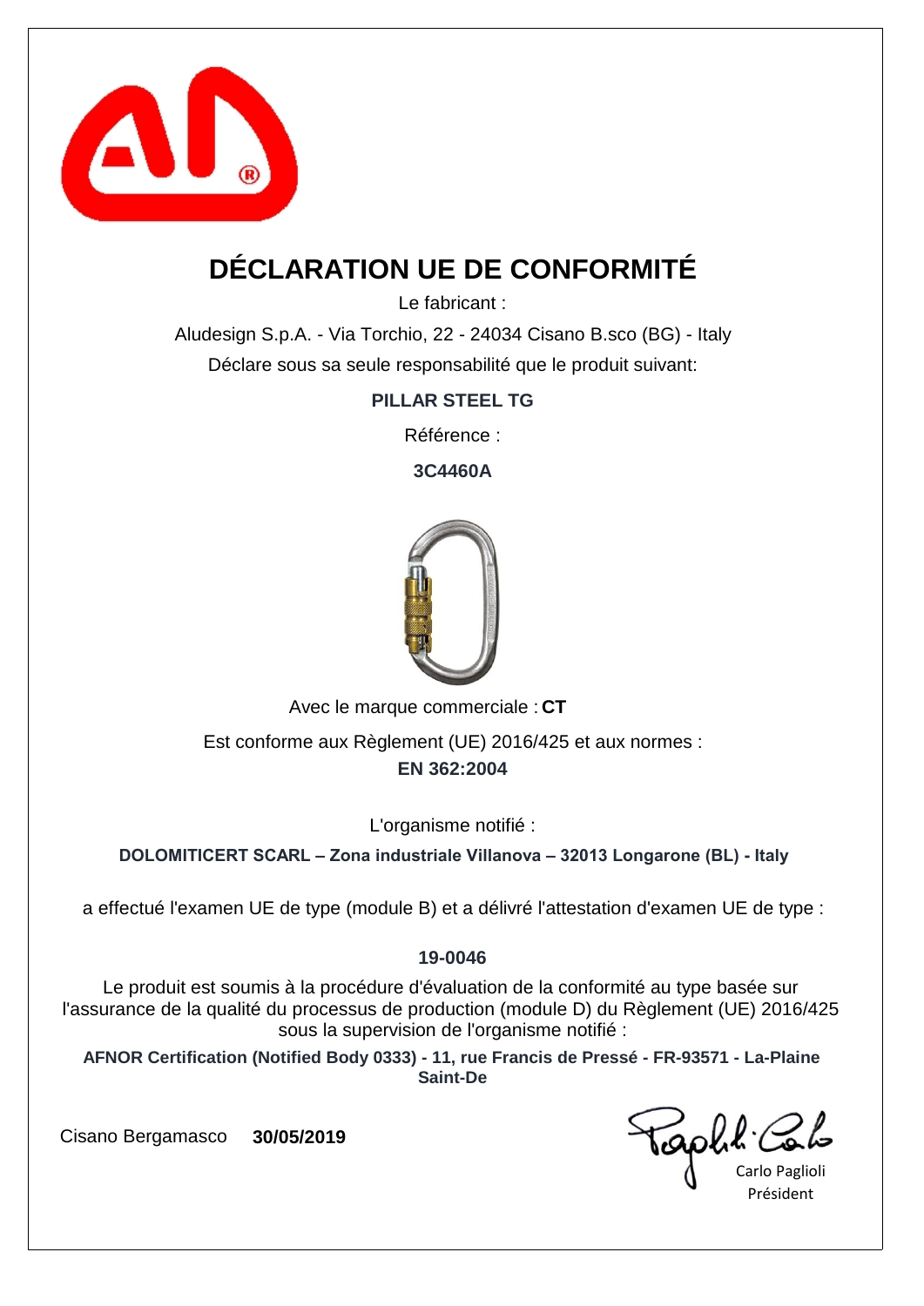# DÉCLARATION UE DE CONFORMITÉ

Le fabricant :

Aludesign S.p.A. - Via Torchio, 22 - 24034 Cisano B.sco (BG) - Italy

Déclare sous sa seule responsabilité que le produit suivant:

**PILLAR STEEL TG**

Référence :

**3C4460A**

Avec le marque commerciale : **CT**

Est conforme aux Règlement (UE) 2016/425 et aux normes :

**EN 362:2004**

L'organisme notifié :

**DOLOMITICERT SCARL – Zona industriale Villanova – 32013 Longarone (BL) - Italy**

a effectué l'examen UE de type (module B) et a délivré l'attestation d'examen UE de type :

**19-0046**

Le produit est soumis à la procédure d'évaluation de la conformité au type basée sur l'assurance de la qualité du processus de production (module D) du Règlement (UE) 2016/425 sous la supervision de l'organisme notifié :

**AFNOR Certification (Notified Body 0333) - 11, rue Francis de Pressé - FR-93571 - La-Plaine Saint-De**

Cisano Bergamasco **30/05/2019**

Carlo Paglioli
Président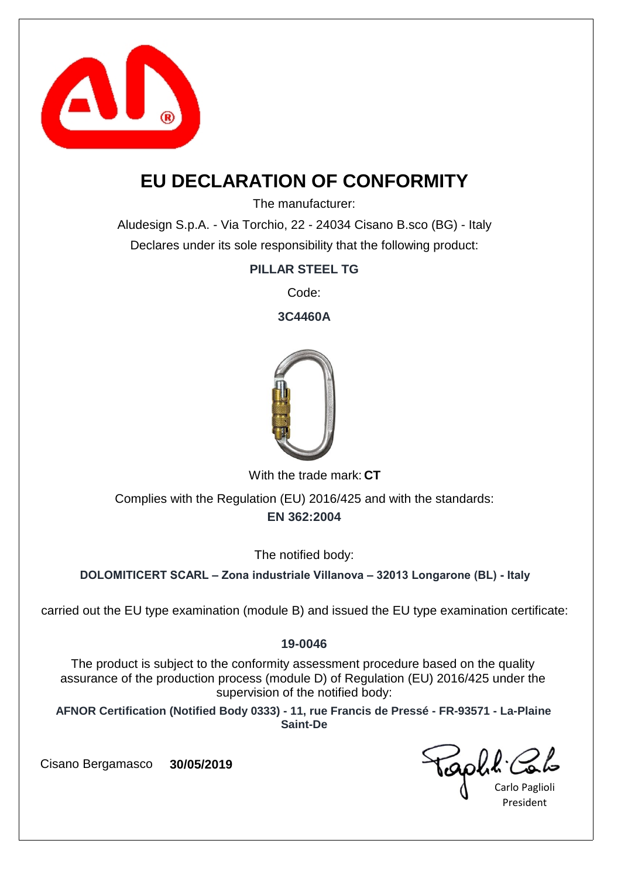# EU DECLARATION OF CONFORMITY

The manufacturer:

Aludesign S.p.A. - Via Torchio, 22 - 24034 Cisano B.sco (BG) - Italy

Declares under its sole responsibility that the following product:

**PILLAR STEEL TG**

Code:

**3C4460A**

With the trade mark: **CT**

Complies with the Regulation (EU) 2016/425 and with the standards:

**EN 362:2004**

The notified body:

**DOLOMITICERT SCARL – Zona industriale Villanova – 32013 Longarone (BL) - Italy**

carried out the EU type examination (module B) and issued the EU type examination certificate:

**19-0046**

The product is subject to the conformity assessment procedure based on the quality assurance of the production process (module D) of Regulation (EU) 2016/425 under the supervision of the notified body:

**AFNOR Certification (Notified Body 0333) - 11, rue Francis de Pressé - FR-93571 - La-Plaine Saint-De**

Cisano Bergamasco **30/05/2019**

Carlo Paglioli
President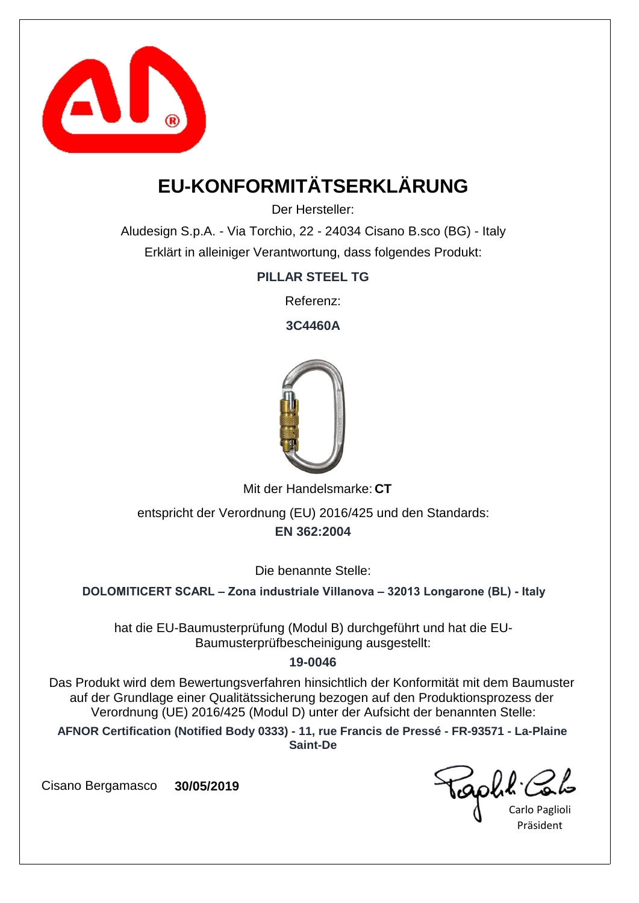# EU-KONFORMITÄTSERKLÄRUNG

Der Hersteller:

Aludesign S.p.A. - Via Torchio, 22 - 24034 Cisano B.sco (BG) - Italy

Erklärt in alleiniger Verantwortung, dass folgendes Produkt:

**PILLAR STEEL TG**

Referenz:

**3C4460A**

Mit der Handelsmarke: **CT**

entspricht der Verordnung (EU) 2016/425 und den Standards:

**EN 362:2004**

Die benannte Stelle:

**DOLOMITICERT SCARL – Zona industriale Villanova – 32013 Longarone (BL) - Italy**

hat die EU-Baumusterprüfung (Modul B) durchgeführt und hat die EU-Baumusterprüfbescheinigung ausgestellt:

**19-0046**

Das Produkt wird dem Bewertungsverfahren hinsichtlich der Konformität mit dem Baumuster auf der Grundlage einer Qualitätssicherung bezogen auf den Produktionsprozess der Verordnung (UE) 2016/425 (Modul D) unter der Aufsicht der benannten Stelle:

**AFNOR Certification (Notified Body 0333) - 11, rue Francis de Pressé - FR-93571 - La-Plaine Saint-De**

Cisano Bergamasco **30/05/2019**

Carlo Paglioli
Präsident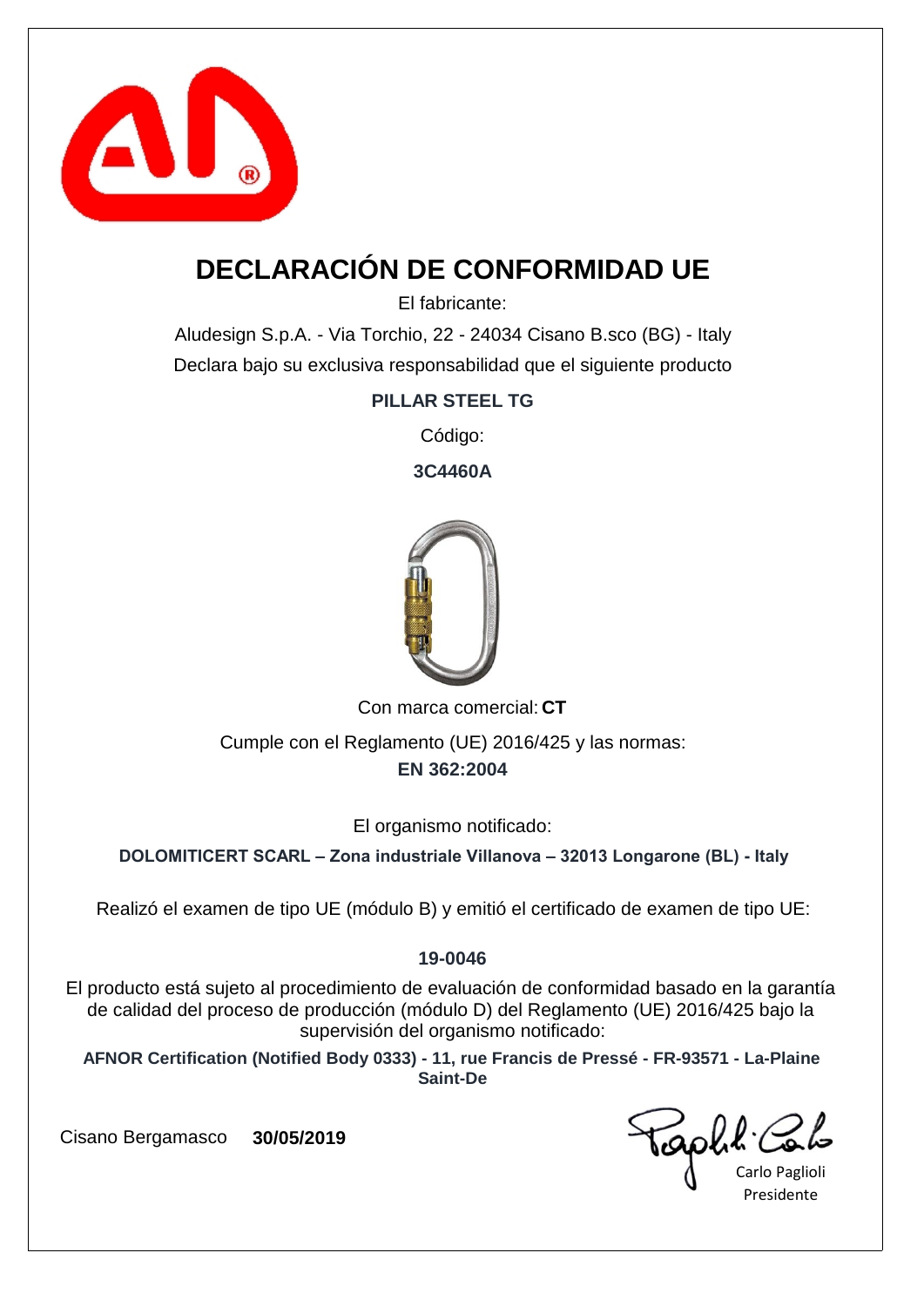# DECLARACIÓN DE CONFORMIDAD UE

El fabricante:

Aludesign S.p.A. - Via Torchio, 22 - 24034 Cisano B.sco (BG) - Italy

Declara bajo su exclusiva responsabilidad que el siguiente producto

**PILLAR STEEL TG**

Código:

**3C4460A**

Con marca comercial: **CT**

Cumple con el Reglamento (UE) 2016/425 y las normas:

**EN 362:2004**

El organismo notificado:

**DOLOMITICERT SCARL – Zona industriale Villanova – 32013 Longarone (BL) - Italy**

Realizó el examen de tipo UE (módulo B) y emitió el certificado de examen de tipo UE:

**19-0046**

El producto está sujeto al procedimiento de evaluación de conformidad basado en la garantía de calidad del proceso de producción (módulo D) del Reglamento (UE) 2016/425 bajo la supervisión del organismo notificado:

**AFNOR Certification (Notified Body 0333) - 11, rue Francis de Pressé - FR-93571 - La-Plaine Saint-De**

Cisano Bergamasco **30/05/2019**

Carlo Paglioli
Presidente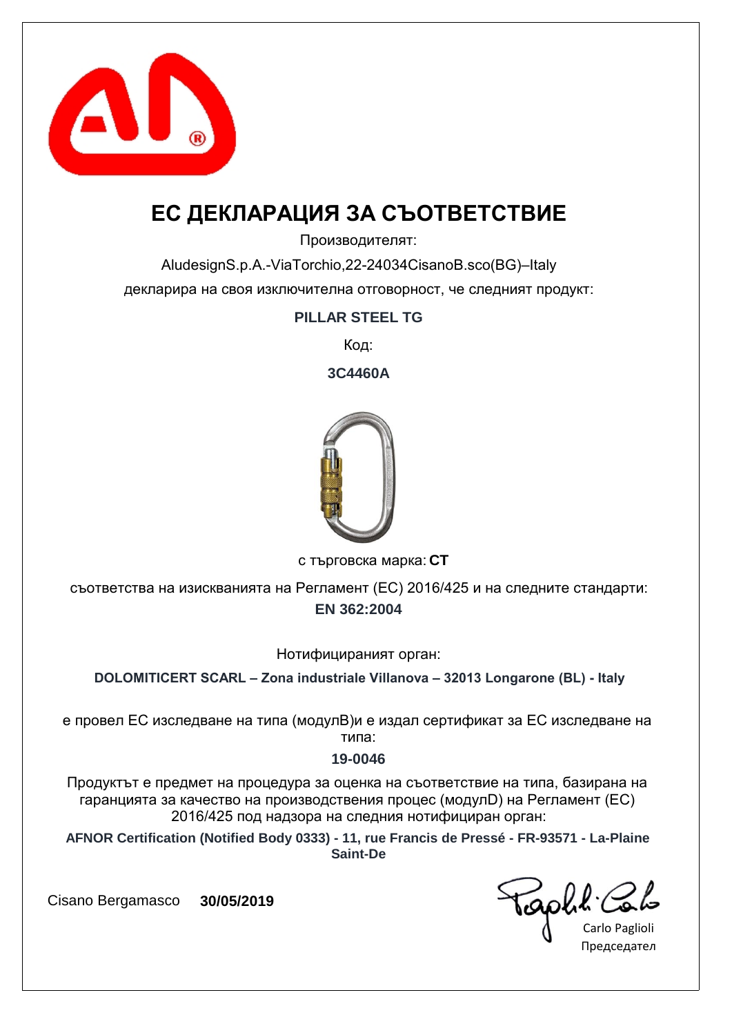# ЕС ДЕКЛАРАЦИЯ ЗА СЪОТВЕТСТВИЕ

Производителят:

AludesignS.p.A.-ViaTorchio,22-24034CisanoB.sco(BG)–Italy

декларира на своя изключителна отговорност, че следният продукт:

**PILLAR STEEL TG**

Код:

**3C4460A**

с търговска марка: **CT**

съответства на изискванията на Регламент (ЕС) 2016/425 и на следните стандарти:

**EN 362:2004**

Нотифицираният орган:

**DOLOMITICERT SCARL – Zona industriale Villanova – 32013 Longarone (BL) - Italy**

е провел ЕС изследване на типа (модулB)и е издал сертификат за ЕС изследване на типа:

**19-0046**

Продуктът е предмет на процедура за оценка на съответствие на типа, базирана на гаранцията за качество на производствения процес (модулD) на Регламент (ЕС) 2016/425 под надзора на следния нотифициран орган:

**AFNOR Certification (Notified Body 0333) - 11, rue Francis de Pressé - FR-93571 - La-Plaine Saint-De**

Cisano Bergamasco **30/05/2019**

Carlo Paglioli
Председател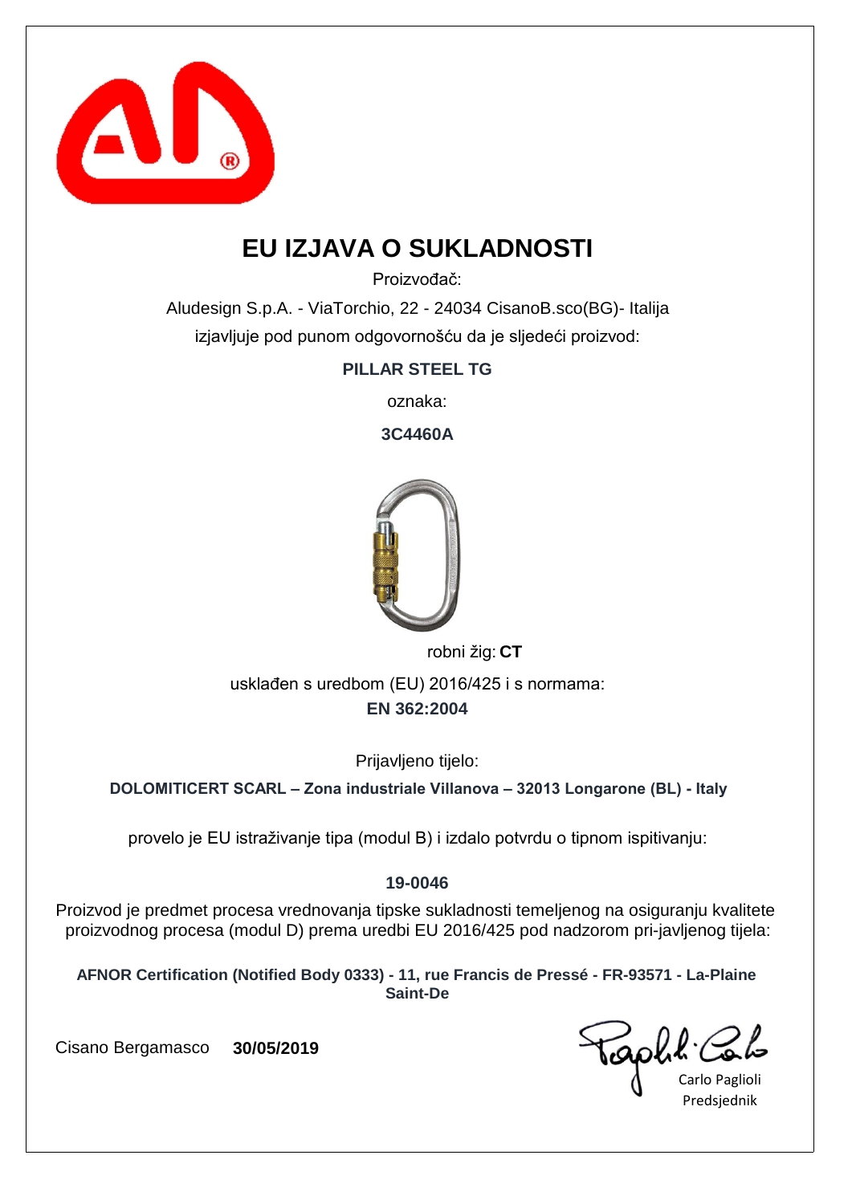# EU IZJAVA O SUKLADNOSTI

Proizvođač:

Aludesign S.p.A. - ViaTorchio, 22 - 24034 CisanoB.sco(BG)- Italija

izjavljuje pod punom odgovornošću da je sljedeći proizvod:

**PILLAR STEEL TG**

oznaka:

**3C4460A**

robni žig: **CT**

usklađen s uredbom (EU) 2016/425 i s normama:

**EN 362:2004**

Prijavljeno tijelo:

**DOLOMITICERT SCARL – Zona industriale Villanova – 32013 Longarone (BL) - Italy**

provelo je EU istraživanje tipa (modul B) i izdalo potvrdu o tipnom ispitivanju:

**19-0046**

Proizvod je predmet procesa vrednovanja tipske sukladnosti temeljenog na osiguranju kvalitete proizvodnog procesa (modul D) prema uredbi EU 2016/425 pod nadzorom pri-javljenog tijela:

**AFNOR Certification (Notified Body 0333) - 11, rue Francis de Pressé - FR-93571 - La-Plaine Saint-De**

Cisano Bergamasco **30/05/2019**

Carlo Paglioli
Predsjednik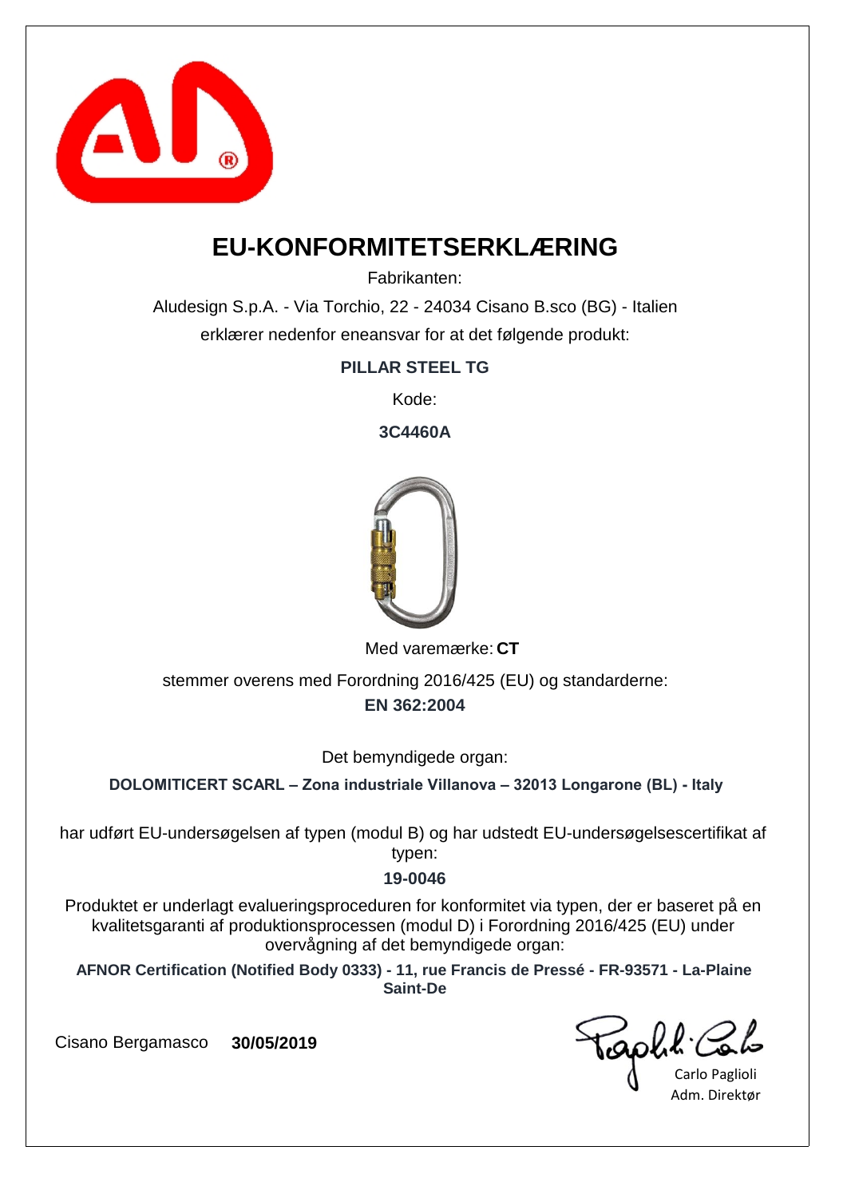# EU-KONFORMITETSERKLÆRING

Fabrikanten:

Aludesign S.p.A. - Via Torchio, 22 - 24034 Cisano B.sco (BG) - Italien

erklærer nedenfor eneansvar for at det følgende produkt:

**PILLAR STEEL TG**

Kode:

**3C4460A**

Med varemærke: **CT**

stemmer overens med Forordning 2016/425 (EU) og standarderne:

**EN 362:2004**

Det bemyndigede organ:

**DOLOMITICERT SCARL – Zona industriale Villanova – 32013 Longarone (BL) - Italy**

har udført EU-undersøgelsen af typen (modul B) og har udstedt EU-undersøgelsescertifikat af typen:

**19-0046**

Produktet er underlagt evalueringsproceduren for konformitet via typen, der er baseret på en kvalitetsgaranti af produktionsprocessen (modul D) i Forordning 2016/425 (EU) under overvågning af det bemyndigede organ:

**AFNOR Certification (Notified Body 0333) - 11, rue Francis de Pressé - FR-93571 - La-Plaine Saint-De**

Cisano Bergamasco **30/05/2019**

Carlo Paglioli
Adm. Direktør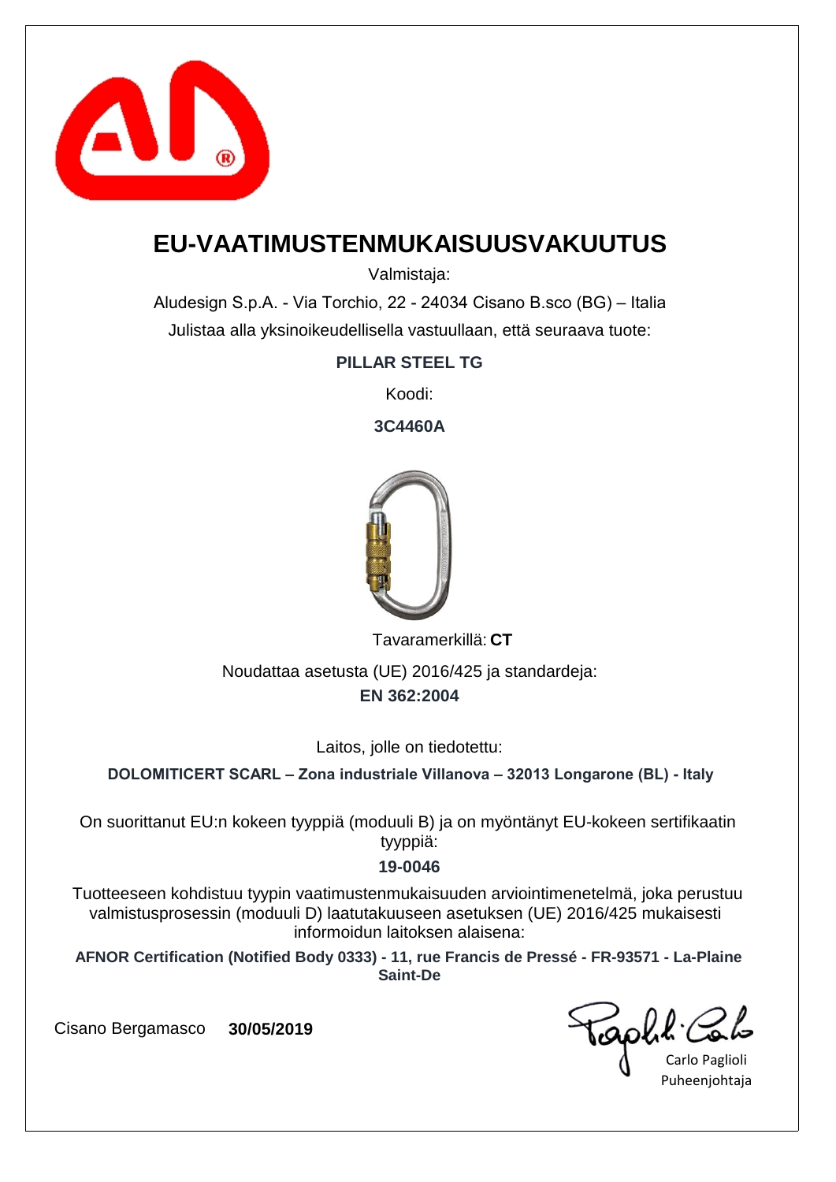# EU-VAATIMUSTENMUKAISUUSVAKUUTUS

Valmistaja:

Aludesign S.p.A. - Via Torchio, 22 - 24034 Cisano B.sco (BG) – Italia

Julistaa alla yksinoikeudellisella vastuullaan, että seuraava tuote:

**PILLAR STEEL TG**

Koodi:

**3C4460A**

Tavaramerkillä: **CT**

Noudattaa asetusta (UE) 2016/425 ja standardeja:

**EN 362:2004**

Laitos, jolle on tiedotettu:

**DOLOMITICERT SCARL – Zona industriale Villanova – 32013 Longarone (BL) - Italy**

On suorittanut EU:n kokeen tyyppiä (moduuli B) ja on myöntänyt EU-kokeen sertifikaatin tyyppiä:

**19-0046**

Tuotteeseen kohdistuu tyypin vaatimustenmukaisuuden arviointimenetelmä, joka perustuu valmistusprosessin (moduuli D) laatutakuuseen asetuksen (UE) 2016/425 mukaisesti informoidun laitoksen alaisena:

**AFNOR Certification (Notified Body 0333) - 11, rue Francis de Pressé - FR-93571 - La-Plaine Saint-De**

Cisano Bergamasco **30/05/2019**

Carlo Paglioli
Puheenjohtaja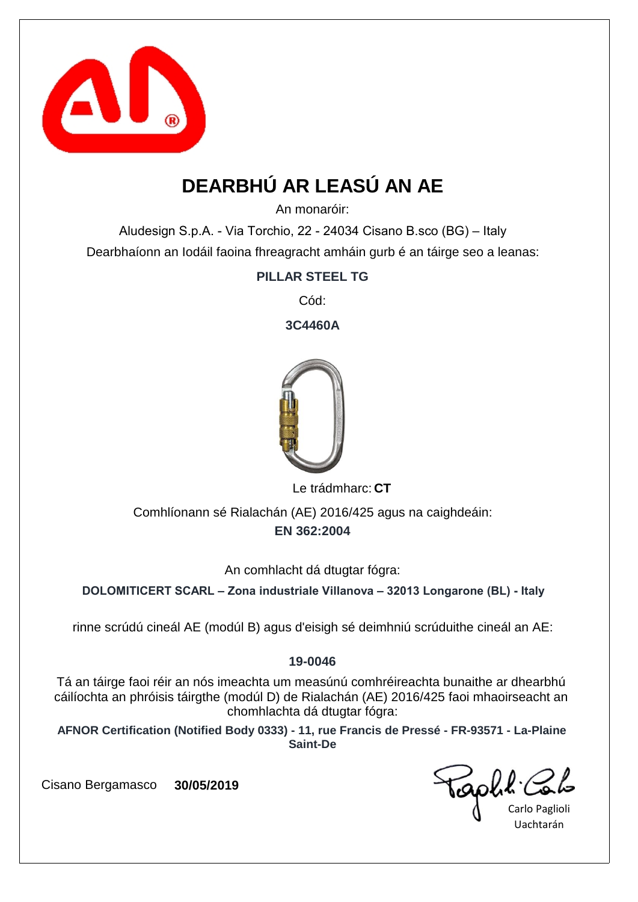# DEARBHÚ AR LEASÚ AN AE

An monaróir:

Aludesign S.p.A. - Via Torchio, 22 - 24034 Cisano B.sco (BG) – Italy

Dearbhaíonn an Iodáil faoina fhreagracht amháin gurb é an táirge seo a leanas:

**PILLAR STEEL TG**

Cód:

**3C4460A**

Le trádmharc: **CT**

Comhlíonann sé Rialachán (AE) 2016/425 agus na caighdeáin:

**EN 362:2004**

An comhlacht dá dtugtar fógra:

**DOLOMITICERT SCARL – Zona industriale Villanova – 32013 Longarone (BL) - Italy**

rinne scrúdú cineál AE (modúl B) agus d'eisigh sé deimhniú scrúduithe cineál an AE:

**19-0046**

Tá an táirge faoi réir an nós imeachta um measúnú comhréireachta bunaithe ar dhearbhú cáilíochta an phróisis táirgthe (modúl D) de Rialachán (AE) 2016/425 faoi mhaoirseacht an chomhlachta dá dtugtar fógra:

**AFNOR Certification (Notified Body 0333) - 11, rue Francis de Pressé - FR-93571 - La-Plaine Saint-De**

Cisano Bergamasco **30/05/2019**

Carlo Paglioli
Uachtarán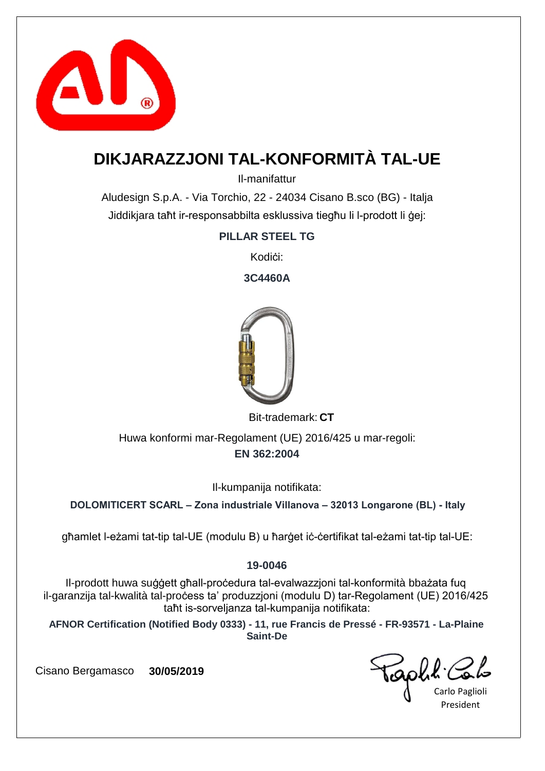# DIKJARAZZJONI TAL-KONFORMITÀ TAL-UE

Il-manifattur

Aludesign S.p.A. - Via Torchio, 22 - 24034 Cisano B.sco (BG) - Italja

Jiddikjara taħt ir-responsabbilta esklussiva tiegħu li l-prodott li ġej:

**PILLAR STEEL TG**

Kodiċi:

**3C4460A**

Bit-trademark: **CT**

Huwa konformi mar-Regolament (UE) 2016/425 u mar-regoli:

**EN 362:2004**

Il-kumpanija notifikata:

**DOLOMITICERT SCARL – Zona industriale Villanova – 32013 Longarone (BL) - Italy**

għamlet l-eżami tat-tip tal-UE (modulu B) u ħarġet iċ-ċertifikat tal-eżami tat-tip tal-UE:

**19-0046**

Il-prodott huwa suġġett għall-proċedura tal-evalwazzjoni tal-konformità bbażata fuq il-garanzija tal-kwalità tal-proċess ta' produzzjoni (modulu D) tar-Regolament (UE) 2016/425 taħt is-sorveljanza tal-kumpanija notifikata:

**AFNOR Certification (Notified Body 0333) - 11, rue Francis de Pressé - FR-93571 - La-Plaine Saint-De**

Cisano Bergamasco **30/05/2019**

Carlo Paglioli
President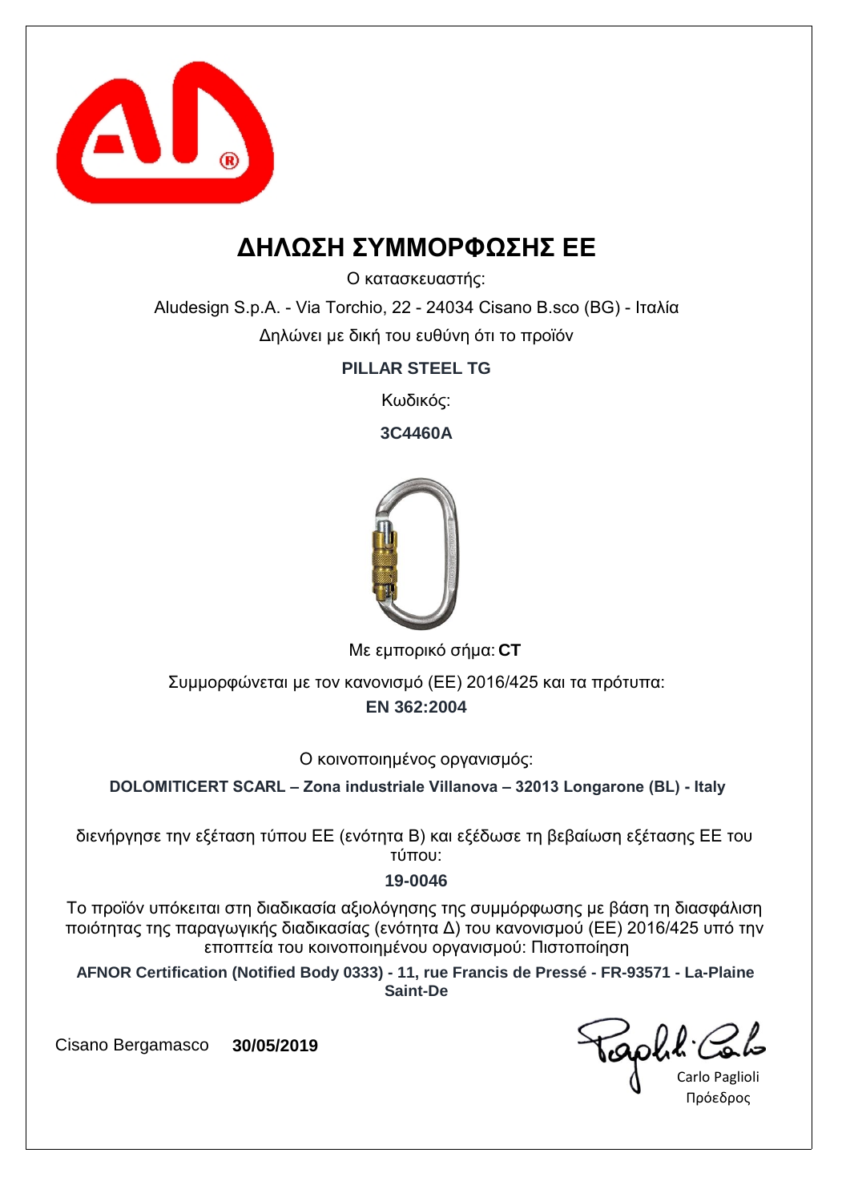# ΔΗΛΩΣΗ ΣΥΜΜΟΡΦΩΣΗΣ ΕΕ

Ο κατασκευαστής:

Aludesign S.p.A. - Via Torchio, 22 - 24034 Cisano B.sco (BG) - Ιταλία

Δηλώνει με δική του ευθύνη ότι το προϊόν

**PILLAR STEEL TG**

Κωδικός:

**3C4460A**

Με εμπορικό σήμα: **CT**

Συμμορφώνεται με τον κανονισμό (ΕΕ) 2016/425 και τα πρότυπα:

**EN 362:2004**

Ο κοινοποιημένος οργανισμός:

**DOLOMITICERT SCARL – Zona industriale Villanova – 32013 Longarone (BL) - Italy**

διενήργησε την εξέταση τύπου ΕΕ (ενότητα Β) και εξέδωσε τη βεβαίωση εξέτασης ΕΕ του τύπου:

**19-0046**

Το προϊόν υπόκειται στη διαδικασία αξιολόγησης της συμμόρφωσης με βάση τη διασφάλιση ποιότητας της παραγωγικής διαδικασίας (ενότητα Δ) του κανονισμού (ΕΕ) 2016/425 υπό την εποπτεία του κοινοποιημένου οργανισμού: Πιστοποίηση

**AFNOR Certification (Notified Body 0333) - 11, rue Francis de Pressé - FR-93571 - La-Plaine Saint-De**

Cisano Bergamasco **30/05/2019**

Carlo Paglioli

Πρόεδρος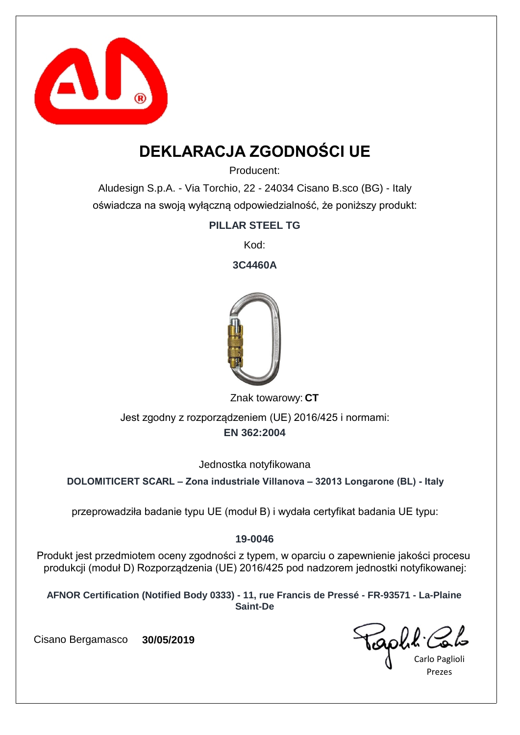# DEKLARACJA ZGODNOŚCI UE

Producent:

Aludesign S.p.A. - Via Torchio, 22 - 24034 Cisano B.sco (BG) - Italy

oświadcza na swoją wyłączną odpowiedzialność, że poniższy produkt:

**PILLAR STEEL TG**

Kod:

**3C4460A**

Znak towarowy: **CT**

Jest zgodny z rozporządzeniem (UE) 2016/425 i normami:

**EN 362:2004**

Jednostka notyfikowana

**DOLOMITICERT SCARL – Zona industriale Villanova – 32013 Longarone (BL) - Italy**

przeprowadziła badanie typu UE (moduł B) i wydała certyfikat badania UE typu:

**19-0046**

Produkt jest przedmiotem oceny zgodności z typem, w oparciu o zapewnienie jakości procesu produkcji (moduł D) Rozporządzenia (UE) 2016/425 pod nadzorem jednostki notyfikowanej:

**AFNOR Certification (Notified Body 0333) - 11, rue Francis de Pressé - FR-93571 - La-Plaine Saint-De**

Cisano Bergamasco **30/05/2019**

Carlo Paglioli

Prezes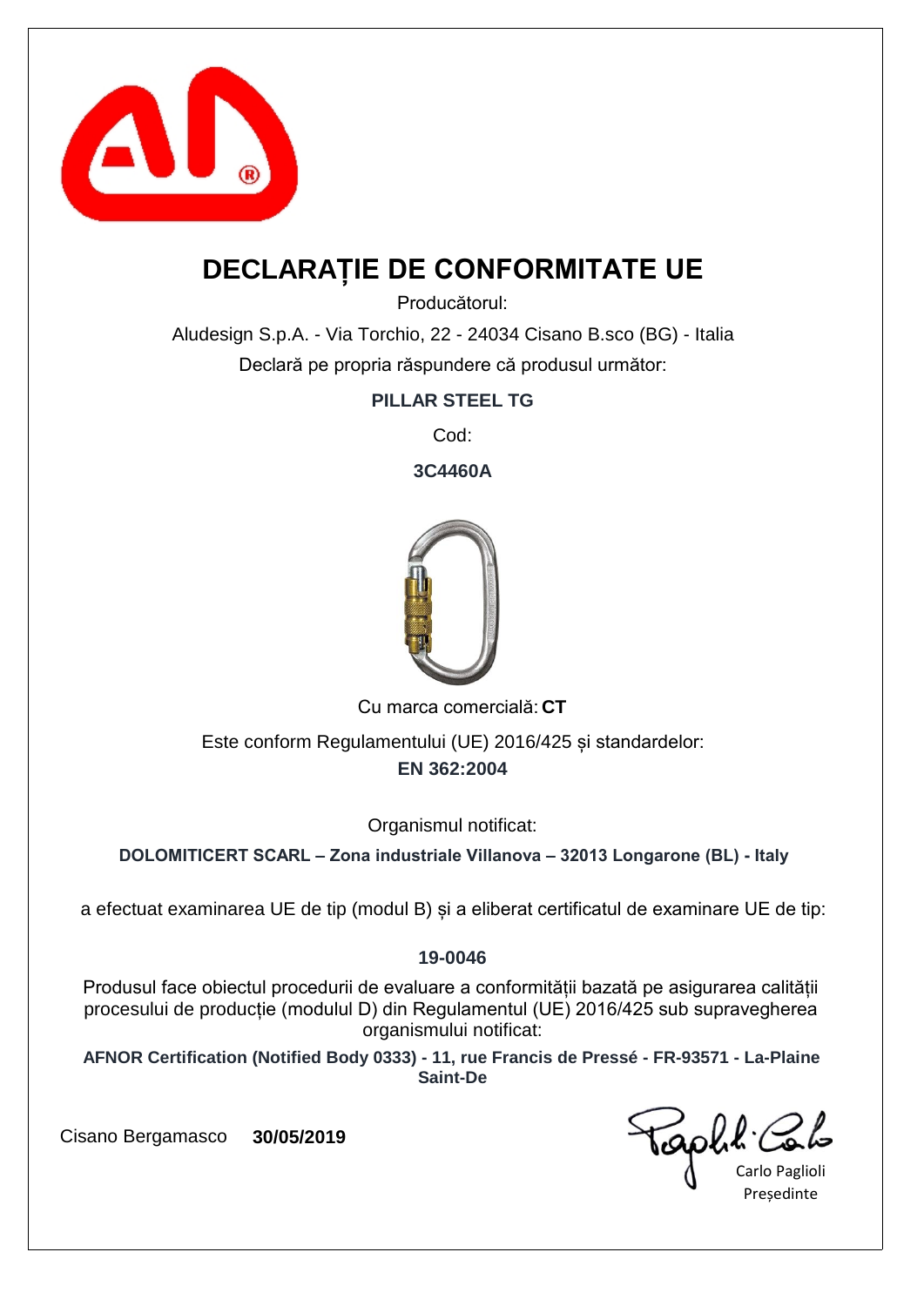# DECLARAȚIE DE CONFORMITATE UE

Producătorul:

Aludesign S.p.A. - Via Torchio, 22 - 24034 Cisano B.sco (BG) - Italia

Declară pe propria răspundere că produsul următor:

**PILLAR STEEL TG**

Cod:

**3C4460A**

Cu marca comercială: **CT**

Este conform Regulamentului (UE) 2016/425 și standardelor:

**EN 362:2004**

Organismul notificat:

**DOLOMITICERT SCARL – Zona industriale Villanova – 32013 Longarone (BL) - Italy**

a efectuat examinarea UE de tip (modul B) și a eliberat certificatul de examinare UE de tip:

**19-0046**

Produsul face obiectul procedurii de evaluare a conformității bazată pe asigurarea calității procesului de producție (modulul D) din Regulamentul (UE) 2016/425 sub supravegherea organismului notificat:

**AFNOR Certification (Notified Body 0333) - 11, rue Francis de Pressé - FR-93571 - La-Plaine Saint-De**

Cisano Bergamasco **30/05/2019**

Carlo Paglioli

Președinte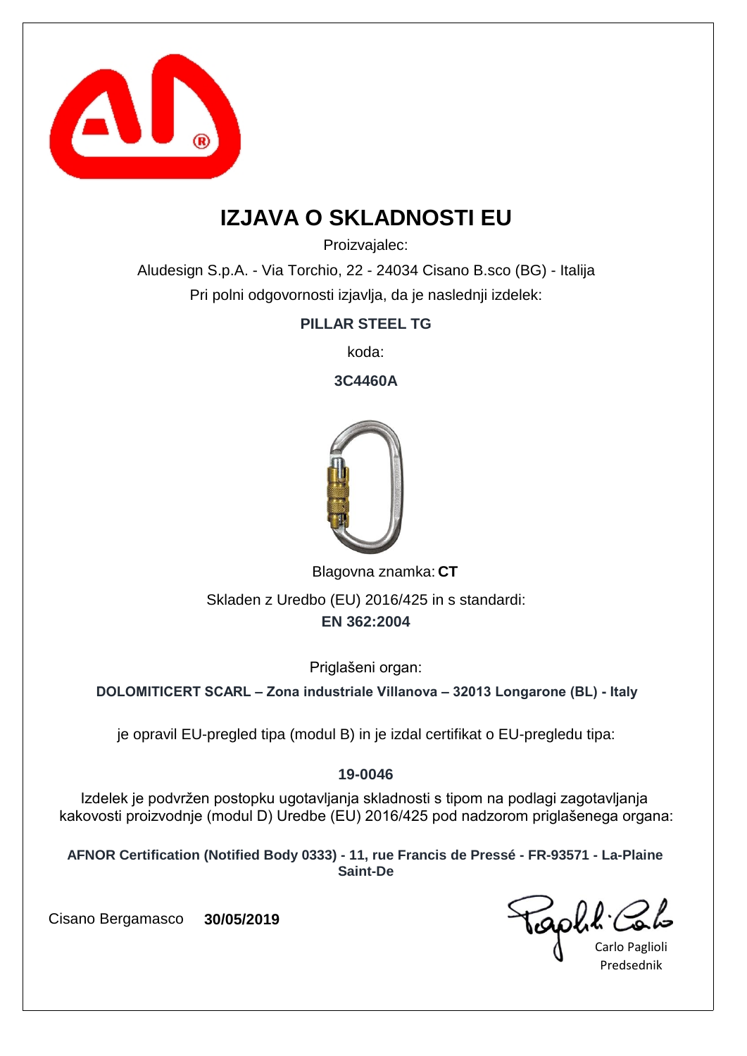# IZJAVA O SKLADNOSTI EU

Proizvajalec:

Aludesign S.p.A. - Via Torchio, 22 - 24034 Cisano B.sco (BG) - Italija

Pri polni odgovornosti izjavlja, da je naslednji izdelek:

**PILLAR STEEL TG**

koda:

**3C4460A**

Blagovna znamka: **CT**

Skladen z Uredbo (EU) 2016/425 in s standardi:

**EN 362:2004**

Priglašeni organ:

**DOLOMITICERT SCARL – Zona industriale Villanova – 32013 Longarone (BL) - Italy**

je opravil EU-pregled tipa (modul B) in je izdal certifikat o EU-pregledu tipa:

**19-0046**

Izdelek je podvržen postopku ugotavljanja skladnosti s tipom na podlagi zagotavljanja kakovosti proizvodnje (modul D) Uredbe (EU) 2016/425 pod nadzorom priglašenega organa:

**AFNOR Certification (Notified Body 0333) - 11, rue Francis de Pressé - FR-93571 - La-Plaine Saint-De**

Cisano Bergamasco **30/05/2019**

Carlo Paglioli
Predsednik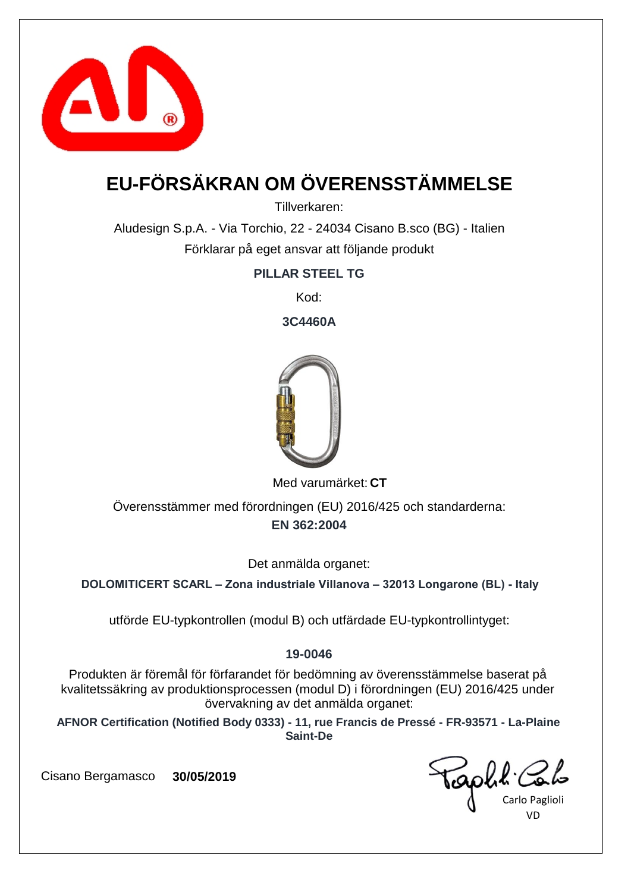# EU-FÖRSÄKRAN OM ÖVERENSSTÄMMELSE

Tillverkaren:

Aludesign S.p.A. - Via Torchio, 22 - 24034 Cisano B.sco (BG) - Italien

Förklarar på eget ansvar att följande produkt

**PILLAR STEEL TG**

Kod:

**3C4460A**

Med varumärket: **CT**

Överensstämmer med förordningen (EU) 2016/425 och standarderna:

**EN 362:2004**

Det anmälda organet:

**DOLOMITICERT SCARL – Zona industriale Villanova – 32013 Longarone (BL) - Italy**

utförde EU-typkontrollen (modul B) och utfärdade EU-typkontrollintyget:

**19-0046**

Produkten är föremål för förfarandet för bedömning av överensstämmelse baserat på kvalitetssäkring av produktionsprocessen (modul D) i förordningen (EU) 2016/425 under övervakning av det anmälda organet:

**AFNOR Certification (Notified Body 0333) - 11, rue Francis de Pressé - FR-93571 - La-Plaine Saint-De**

Cisano Bergamasco **30/05/2019**

Carlo Paglioli

VD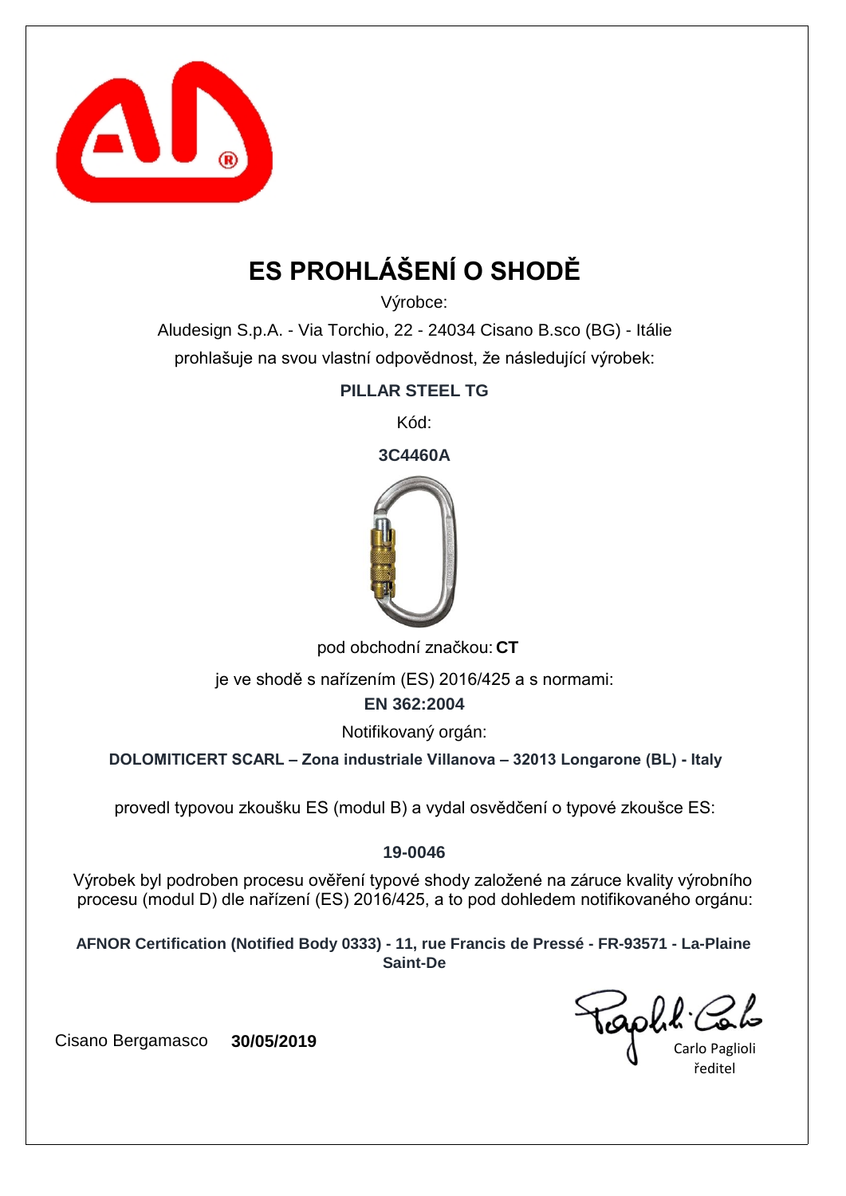# ES PROHLÁŠENÍ O SHODĚ

Výrobce:

Aludesign S.p.A. - Via Torchio, 22 - 24034 Cisano B.sco (BG) - Itálie

prohlašuje na svou vlastní odpovědnost, že následující výrobek:

**PILLAR STEEL TG**

Kód:

**3C4460A**

pod obchodní značkou: **CT**

je ve shodě s nařízením (ES) 2016/425 a s normami:

**EN 362:2004**

Notifikovaný orgán:

**DOLOMITICERT SCARL – Zona industriale Villanova – 32013 Longarone (BL) - Italy**

provedl typovou zkoušku ES (modul B) a vydal osvědčení o typové zkoušce ES:

**19-0046**

Výrobek byl podroben procesu ověření typové shody založené na záruce kvality výrobního procesu (modul D) dle nařízení (ES) 2016/425, a to pod dohledem notifikovaného orgánu:

**AFNOR Certification (Notified Body 0333) - 11, rue Francis de Pressé - FR-93571 - La-Plaine Saint-De**

Cisano Bergamasco **30/05/2019**

Carlo Paglioli
ředitel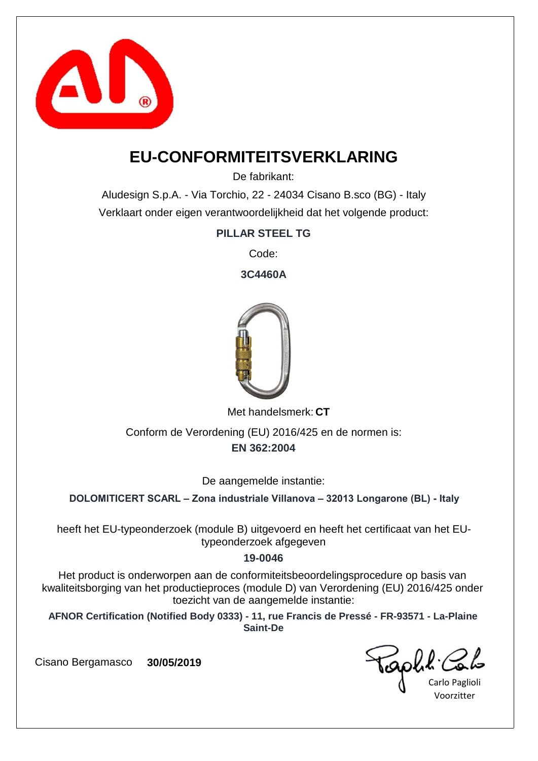# EU-CONFORMITEITSVERKLARING

De fabrikant:

Aludesign S.p.A. - Via Torchio, 22 - 24034 Cisano B.sco (BG) - Italy

Verklaart onder eigen verantwoordelijkheid dat het volgende product:

**PILLAR STEEL TG**

Code:

**3C4460A**

Met handelsmerk: **CT**

Conform de Verordening (EU) 2016/425 en de normen is:

**EN 362:2004**

De aangemelde instantie:

**DOLOMITICERT SCARL – Zona industriale Villanova – 32013 Longarone (BL) - Italy**

heeft het EU-typeonderzoek (module B) uitgevoerd en heeft het certificaat van het EU-typeonderzoek afgegeven

**19-0046**

Het product is onderworpen aan de conformiteitsbeoordelingsprocedure op basis van kwaliteitsborging van het productieproces (module D) van Verordening (EU) 2016/425 onder toezicht van de aangemelde instantie:

**AFNOR Certification (Notified Body 0333) - 11, rue Francis de Pressé - FR-93571 - La-Plaine Saint-De**

Cisano Bergamasco **30/05/2019**

Carlo Paglioli
Voorzitter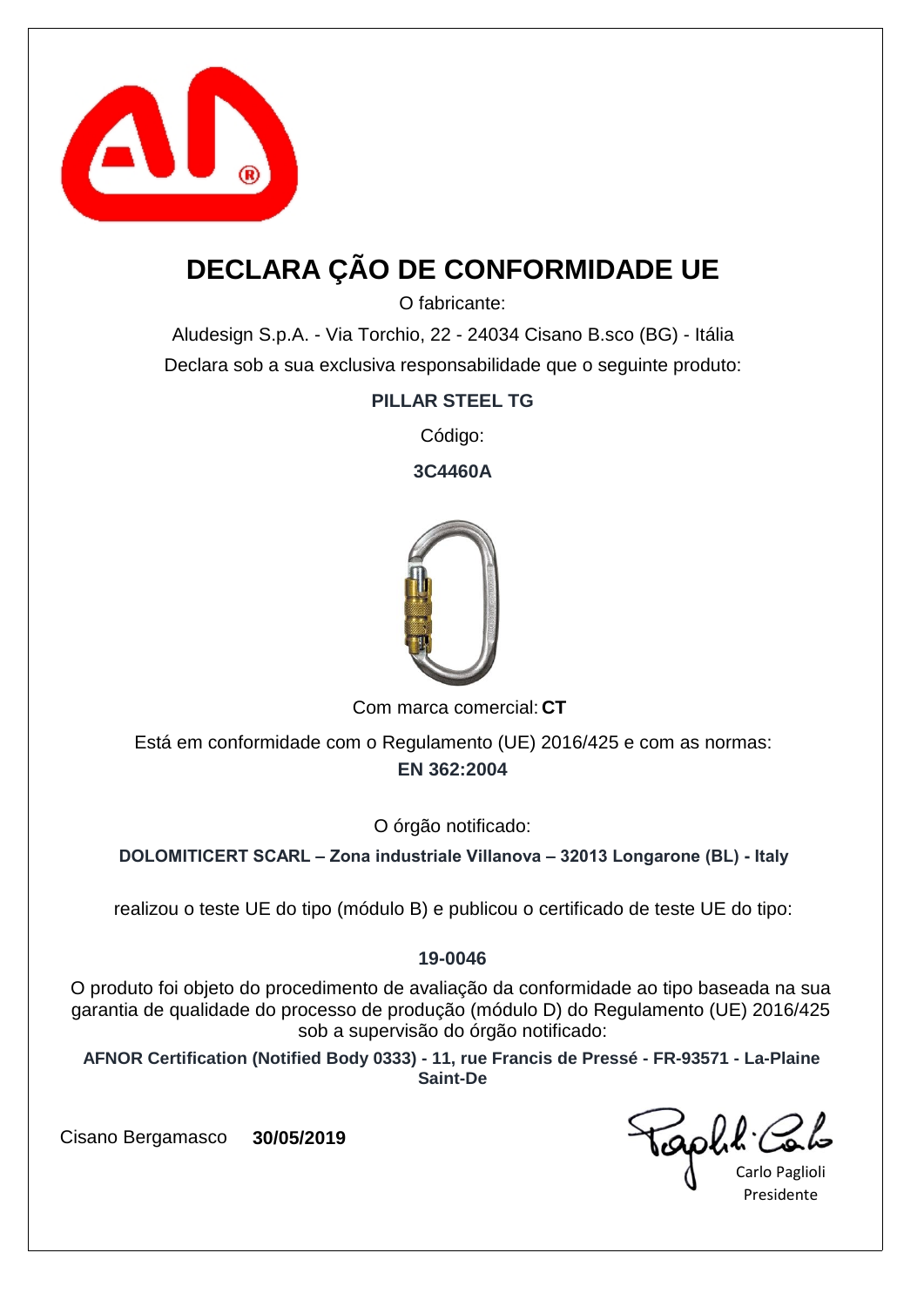# DECLARA ÇÃO DE CONFORMIDADE UE

O fabricante:

Aludesign S.p.A. - Via Torchio, 22 - 24034 Cisano B.sco (BG) - Itália

Declara sob a sua exclusiva responsabilidade que o seguinte produto:

**PILLAR STEEL TG**

Código:

**3C4460A**

Com marca comercial: **CT**

Está em conformidade com o Regulamento (UE) 2016/425 e com as normas:

**EN 362:2004**

O órgão notificado:

**DOLOMITICERT SCARL – Zona industriale Villanova – 32013 Longarone (BL) - Italy**

realizou o teste UE do tipo (módulo B) e publicou o certificado de teste UE do tipo:

**19-0046**

O produto foi objeto do procedimento de avaliação da conformidade ao tipo baseada na sua garantia de qualidade do processo de produção (módulo D) do Regulamento (UE) 2016/425 sob a supervisão do órgão notificado:

**AFNOR Certification (Notified Body 0333) - 11, rue Francis de Pressé - FR-93571 - La-Plaine Saint-De**

Cisano Bergamasco **30/05/2019**

Carlo Paglioli
Presidente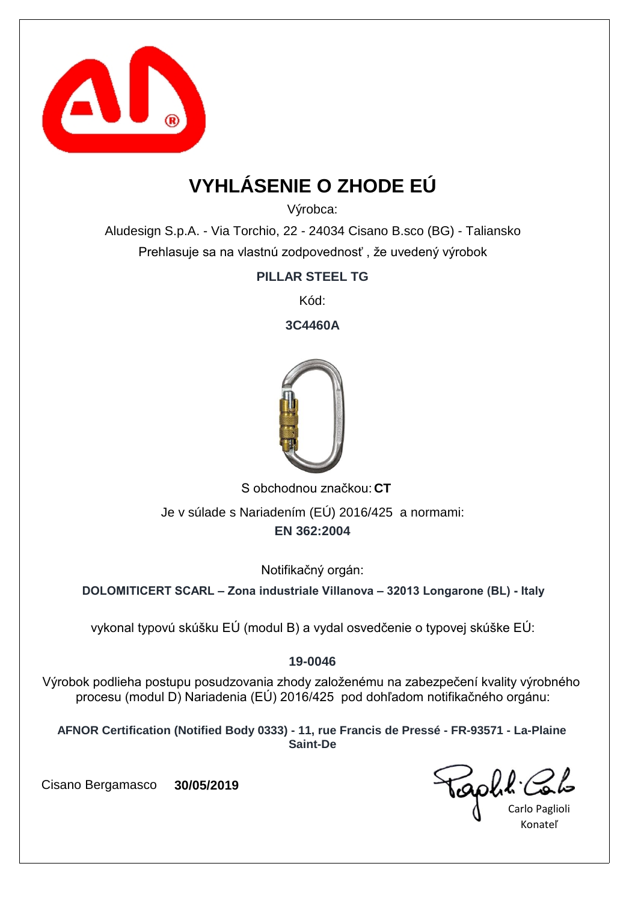# VYHLÁSENIE O ZHODE EÚ

Výrobca:

Aludesign S.p.A. - Via Torchio, 22 - 24034 Cisano B.sco (BG) - Taliansko

Prehlasuje sa na vlastnú zodpovednosť , že uvedený výrobok

**PILLAR STEEL TG**

Kód:

**3C4460A**

S obchodnou značkou: **CT**

Je v súlade s Nariadením (EÚ) 2016/425 a normami:

**EN 362:2004**

Notifikačný orgán:

**DOLOMITICERT SCARL – Zona industriale Villanova – 32013 Longarone (BL) - Italy**

vykonal typovú skúšku EÚ (modul B) a vydal osvedčenie o typovej skúške EÚ:

**19-0046**

Výrobok podlieha postupu posudzovania zhody založenému na zabezpečení kvality výrobného procesu (modul D) Nariadenia (EÚ) 2016/425 pod dohľadom notifikačného orgánu:

**AFNOR Certification (Notified Body 0333) - 11, rue Francis de Pressé - FR-93571 - La-Plaine Saint-De**

Cisano Bergamasco **30/05/2019**

Carlo Paglioli
Konateľ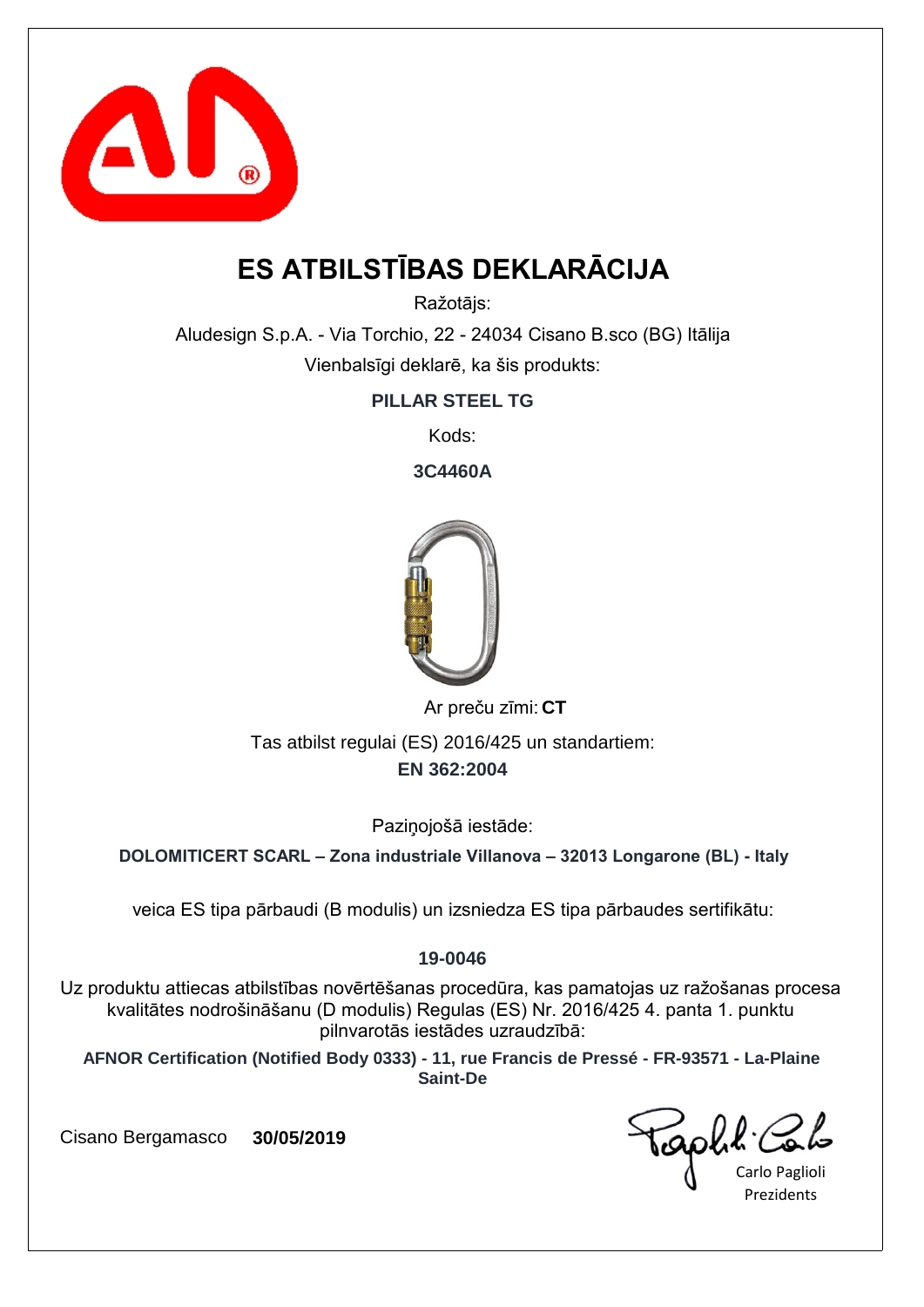# ES ATBILSTĪBAS DEKLARĀCIJA

Ražotājs:

Aludesign S.p.A. - Via Torchio, 22 - 24034 Cisano B.sco (BG) Itālija

Vienbalsīgi deklarē, ka šis produkts:

**PILLAR STEEL TG**

Kods:

**3C4460A**

Ar preču zīmi: **CT**

Tas atbilst regulai (ES) 2016/425 un standartiem:

**EN 362:2004**

Paziņojošā iestāde:

**DOLOMITICERT SCARL – Zona industriale Villanova – 32013 Longarone (BL) - Italy**

veica ES tipa pārbaudi (B modulis) un izsniedza ES tipa pārbaudes sertifikātu:

**19-0046**

Uz produktu attiecas atbilstības novērtēšanas procedūra, kas pamatojas uz ražošanas procesa kvalitātes nodrošināšanu (D modulis) Regulas (ES) Nr. 2016/425 4. panta 1. punktu pilnvarotās iestādes uzraudzībā:

**AFNOR Certification (Notified Body 0333) - 11, rue Francis de Pressé - FR-93571 - La-Plaine Saint-De**

Cisano Bergamasco **30/05/2019**

Carlo Paglioli
Prezidents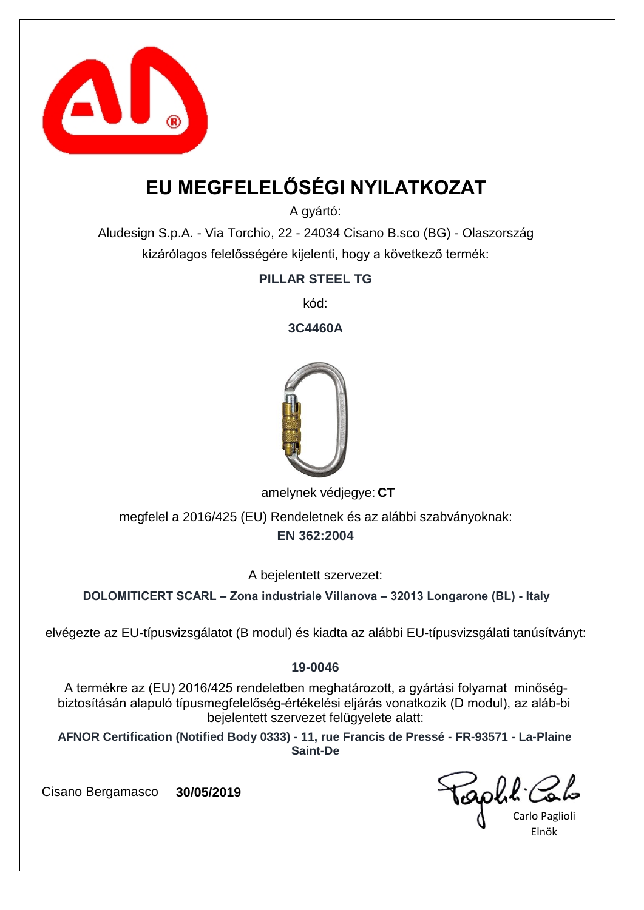# EU MEGFELELŐSÉGI NYILATKOZAT

A gyártó:

Aludesign S.p.A. - Via Torchio, 22 - 24034 Cisano B.sco (BG) - Olaszország

kizárólagos felelősségére kijelenti, hogy a következő termék:

**PILLAR STEEL TG**

kód:

**3C4460A**

amelynek védjegye: **CT**

megfelel a 2016/425 (EU) Rendeletnek és az alábbi szabványoknak:

**EN 362:2004**

A bejelentett szervezet:

**DOLOMITICERT SCARL – Zona industriale Villanova – 32013 Longarone (BL) - Italy**

elvégezte az EU-típusvizsgálatot (B modul) és kiadta az alábbi EU-típusvizsgálati tanúsítványt:

**19-0046**

A termékre az (EU) 2016/425 rendeletben meghatározott, a gyártási folyamat minőség-biztosításán alapuló típusmegfelelőség-értékelési eljárás vonatkozik (D modul), az aláb-bi bejelentett szervezet felügyelete alatt:

**AFNOR Certification (Notified Body 0333) - 11, rue Francis de Pressé - FR-93571 - La-Plaine Saint-De**

Cisano Bergamasco **30/05/2019**

Carlo Paglioli
Elnök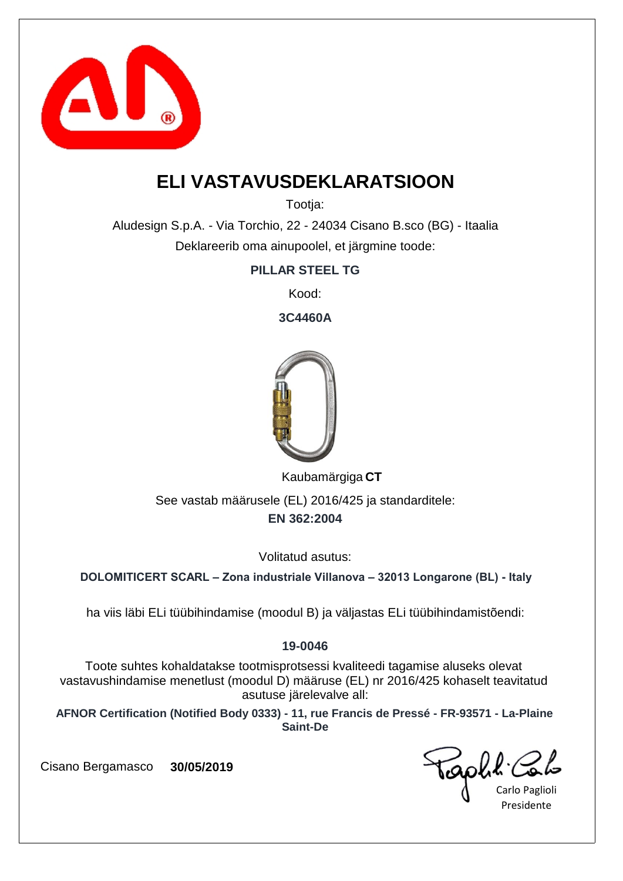# ELI VASTAVUSDEKLARATSIOON

Tootja:

Aludesign S.p.A. - Via Torchio, 22 - 24034 Cisano B.sco (BG) - Itaalia

Deklareerib oma ainupoolel, et järgmine toode:

**PILLAR STEEL TG**

Kood:

**3C4460A**

Kaubamärgiga **CT**

See vastab määrusele (EL) 2016/425 ja standarditele:

**EN 362:2004**

Volitatud asutus:

**DOLOMITICERT SCARL – Zona industriale Villanova – 32013 Longarone (BL) - Italy**

ha viis läbi ELi tüübihindamise (moodul B) ja väljastas ELi tüübihindamistõendi:

**19-0046**

Toote suhtes kohaldatakse tootmisprotsessi kvaliteedi tagamise aluseks olevat vastavushindamise menetlust (moodul D) määruse (EL) nr 2016/425 kohaselt teavitatud asutuse järelevalve all:

**AFNOR Certification (Notified Body 0333) - 11, rue Francis de Pressé - FR-93571 - La-Plaine Saint-De**

Cisano Bergamasco **30/05/2019**

Carlo Paglioli
Presidente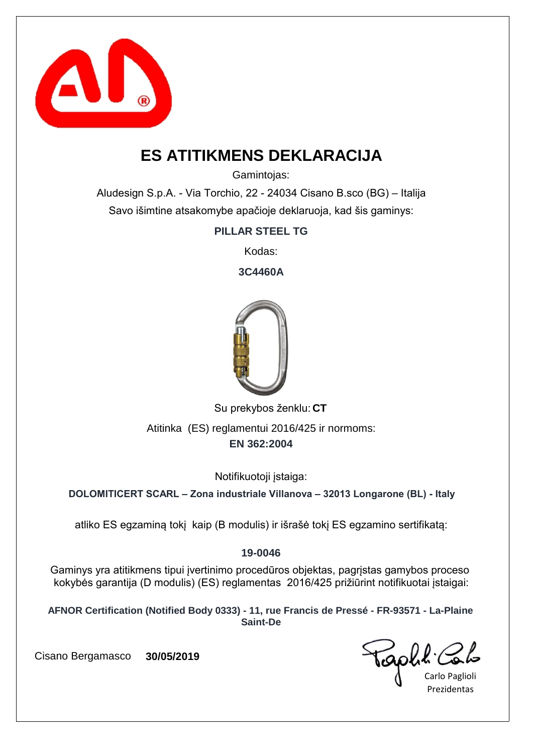# ES ATITIKMENS DEKLARACIJA

Gamintojas:

Aludesign S.p.A. - Via Torchio, 22 - 24034 Cisano B.sco (BG) – Italija

Savo išimtine atsakomybe apačioje deklaruoja, kad šis gaminys:

**PILLAR STEEL TG**

Kodas:

**3C4460A**

Su prekybos ženklu: **CT**

Atitinka (ES) reglamentui 2016/425 ir normoms:

**EN 362:2004**

Notifikuotoji įstaiga:

**DOLOMITICERT SCARL – Zona industriale Villanova – 32013 Longarone (BL) - Italy**

atliko ES egzaminą tokį kaip (B modulis) ir išrašė tokį ES egzamino sertifikatą:

**19-0046**

Gaminys yra atitikmens tipui įvertinimo procedūros objektas, pagrįstas gamybos proceso kokybės garantija (D modulis) (ES) reglamentas 2016/425 prižiūrint notifikuotai įstaigai:

**AFNOR Certification (Notified Body 0333) - 11, rue Francis de Pressé - FR-93571 - La-Plaine Saint-De**

Cisano Bergamasco **30/05/2019**

Carlo Paglioli
Prezidentas